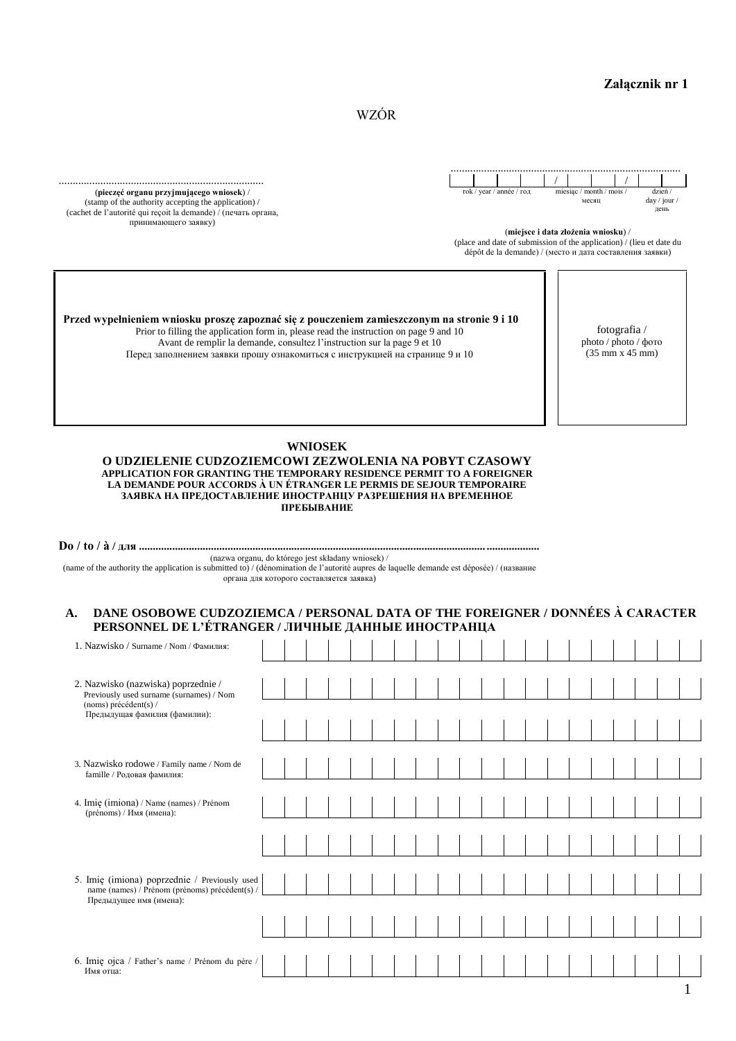**Załącznik nr 1**

WZÓR

.........................................................................
**(pieczęć organu przyjmującego wniosek)** /
(stamp of the authority accepting the application) /
(cachet de l'autorité qui reçoit la demande) / (печать органа, принимающего заявку)

.................................................................................
rok / year / année / год / miesiąc / month / mois / месяц / dzień / day / jour / день

**(miejsce i data złożenia wniosku)** /
(place and date of submission of the application) / (lieu et date du dépôt de la demande) / (место и дата составления заявки)

**Przed wypełnieniem wniosku proszę zapoznać się z pouczeniem zamieszczonym na stronie 9 i 10**
Prior to filling the application form in, please read the instruction on page 9 and 10
Avant de remplir la demande, consultez l'instruction sur la page 9 et 10
Перед заполнением заявки прошу ознакомиться с инструкцией на странице 9 и 10

fotografia /
photo / photo / фото
(35 mm x 45 mm)

## WNIOSEK
## O UDZIELENIE CUDZOZIEMCOWI ZEZWOLENIA NA POBYT CZASOWY
**APPLICATION FOR GRANTING THE TEMPORARY RESIDENCE PERMIT TO A FOREIGNER**
**LA DEMANDE POUR ACCORDS À UN ÉTRANGER LE PERMIS DE SEJOUR TEMPORAIRE**
**ЗАЯВКА НА ПРЕДОСТАВЛЕНИЕ ИНОСТРАНЦУ РАЗРЕШЕНИЯ НА ВРЕМЕННОЕ ПРЕБЫВАНИЕ**

**Do / to / à / для** ..............................................................................................................................

(nazwa organu, do którego jest składany wniosek) /
(name of the authority the application is submitted to) / (dénomination de l'autorité aupres de laquelle demande est déposée) / (название органа для которого составляется заявка)

### A. DANE OSOBOWE CUDZOZIEMCA / PERSONAL DATA OF THE FOREIGNER / DONNÉES À CARACTER PERSONNEL DE L'ÉTRANGER / ЛИЧНЫЕ ДАННЫЕ ИНОСТРАНЦА

1. Nazwisko / Surname / Nom / Фамилия:

2. Nazwisko (nazwiska) poprzednie / Previously used surname (surnames) / Nom (noms) précédent(s) / Предыдущая фамилия (фамилии):

3. Nazwisko rodowe / Family name / Nom de famille / Родовая фамилия:

4. Imię (imiona) / Name (names) / Prénom (prénoms) / Имя (имена):

5. Imię (imiona) poprzednie / Previously used name (names) / Prénom (prénoms) précédent(s) / Предыдущее имя (имена):

6. Imię ojca / Father's name / Prénom du père / Имя отца: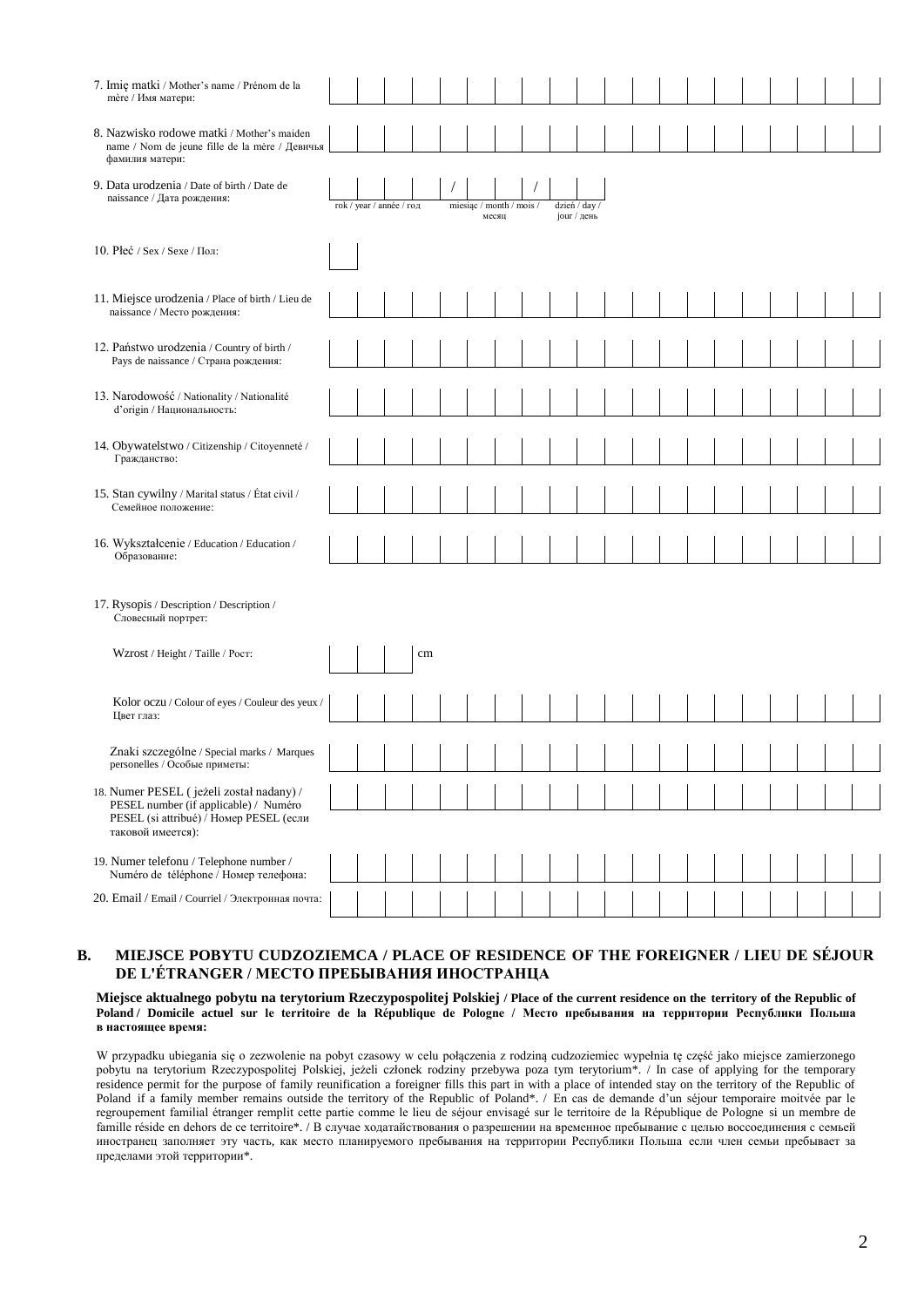7. Imię matki / Mother's name / Prénom de la mère / Имя матери:

8. Nazwisko rodowe matki / Mother's maiden name / Nom de jeune fille de la mère / Девичья фамилия матери:

9. Data urodzenia / Date of birth / Date de naissance / Дата рождения:

rok / year / année / год / miesiąc / month / mois / месяц / dzień / day / jour / день

10. Płeć / Sex / Sexe / Пол:

11. Miejsce urodzenia / Place of birth / Lieu de naissance / Место рождения:

12. Państwo urodzenia / Country of birth / Pays de naissance / Страна рождения:

13. Narodowość / Nationality / Nationalité d'origin / Национальность:

14. Obywatelstwo / Citizenship / Citoyenneté / Гражданство:

15. Stan cywilny / Marital status / État civil / Семейное положение:

16. Wykształcenie / Education / Education / Образование:

17. Rysopis / Description / Description / Словесный портрет:

Wzrost / Height / Taille / Рост: cm

Kolor oczu / Colour of eyes / Couleur des yeux / Цвет глаз:

Znaki szczególne / Special marks / Marques personelles / Особые приметы:

18. Numer PESEL ( jeżeli został nadany) / PESEL number (if applicable) / Numéro PESEL (si attribué) / Номер PESEL (если таковой имеется):

19. Numer telefonu / Telephone number / Numéro de téléphone / Номер телефона:

20. Email / Email / Courriel / Электронная почта:

## B. MIEJSCE POBYTU CUDZOZIEMCA / PLACE OF RESIDENCE OF THE FOREIGNER / LIEU DE SÉJOUR DE L'ÉTRANGER / МЕСТО ПРЕБЫВАНИЯ ИНОСТРАНЦА

**Miejsce aktualnego pobytu na terytorium Rzeczypospolitej Polskiej / Place of the current residence on the territory of the Republic of Poland / Domicile actuel sur le territoire de la République de Pologne / Место пребывания на территории Республики Польша в настоящее время:**

W przypadku ubiegania się o zezwolenie na pobyt czasowy w celu połączenia z rodziną cudzoziemiec wypełnia tę część jako miejsce zamierzonego pobytu na terytorium Rzeczypospolitej Polskiej, jeżeli członek rodziny przebywa poza tym terytorium*. / In case of applying for the temporary residence permit for the purpose of family reunification a foreigner fills this part in with a place of intended stay on the territory of the Republic of Poland if a family member remains outside the territory of the Republic of Poland*. / En cas de demande d'un séjour temporaire moitvée par le regroupement familial étranger remplit cette partie comme le lieu de séjour envisagé sur le territoire de la République de Pologne si un membre de famille réside en dehors de ce territoire*. / В случае ходатайствования о разрешении на временное пребывание с целью воссоединения с семьей иностранец заполняет эту часть, как место планируемого пребывания на территории Республики Польша если член семьи пребывает за пределами этой территории*.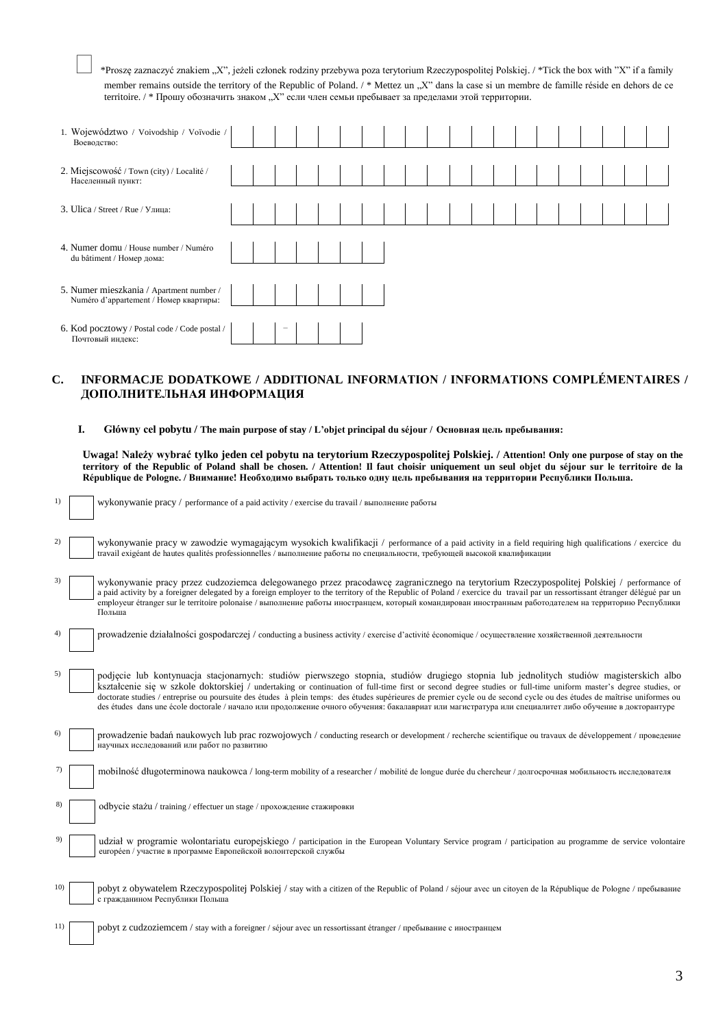☐ *Proszę zaznaczyć znakiem „X", jeżeli członek rodziny przebywa poza terytorium Rzeczypospolitej Polskiej. / *Tick the box with "X" if a family member remains outside the territory of the Republic of Poland. / * Mettez un „X" dans la case si un membre de famille réside en dehors de ce territoire. / * Прошу обозначить знаком „X" если член семьи пребывает за пределами этой территории.

| | |
|---|---|
| 1. Województwo / Voivodship / Voïvodie / Воеводство: | |
| 2. Miejscowość / Town (city) / Localité / Населенный пункт: | |
| 3. Ulica / Street / Rue / Улица: | |
| 4. Numer domu / House number / Numéro du bâtiment / Номер дома: | |
| 5. Numer mieszkania / Apartment number / Numéro d'appartement / Номер квартиры: | |
| 6. Kod pocztowy / Postal code / Code postal / Почтовый индекс: | __ __ - __ __ __ |

## C. INFORMACJE DODATKOWE / ADDITIONAL INFORMATION / INFORMATIONS COMPLÉMENTAIRES / ДОПОЛНИТЕЛЬНАЯ ИНФОРМАЦИЯ

### I. Główny cel pobytu / The main purpose of stay / L'objet principal du séjour / Основная цель пребывания:

**Uwaga! Należy wybrać tylko jeden cel pobytu na terytorium Rzeczypospolitej Polskiej. / Attention! Only one purpose of stay on the territory of the Republic of Poland shall be chosen. / Attention! Il faut choisir uniquement un seul objet du séjour sur le territoire de la République de Pologne. / Внимание! Необходимо выбрать только одну цель пребывания на территории Республики Польша.**

1) ☐ wykonywanie pracy / performance of a paid activity / exercise du travail / выполнение работы

2) ☐ wykonywanie pracy w zawodzie wymagającym wysokich kwalifikacji / performance of a paid activity in a field requiring high qualifications / exercice du travail exigéant de hautes qualités professionnelles / выполнение работы по специальности, требующей высокой квалификации

3) ☐ wykonywanie pracy przez cudzoziemca delegowanego przez pracodawcę zagranicznego na terytorium Rzeczypospolitej Polskiej / performance of a paid activity by a foreigner delegated by a foreign employer to the territory of the Republic of Poland / exercice du travail par un ressortissant étranger délégué par un employeur étranger sur le territoire polonaise / выполнение работы иностранцем, который командирован иностранным работодателем на территорию Республики Польша

4) ☐ prowadzenie działalności gospodarczej / conducting a business activity / exercise d'activité économique / осуществление хозяйственной деятельности

5) ☐ podjęcie lub kontynuacja stacjonarnych: studiów pierwszego stopnia, studiów drugiego stopnia lub jednolitych studiów magisterskich albo kształcenie się w szkole doktorskiej / undertaking or continuation of full-time first or second degree studies or full-time uniform master's degree studies, or doctorate studies / entreprise ou poursuite des études à plein temps: des études supérieures de premier cycle ou de second cycle ou des études de maîtrise uniformes ou des études dans une école doctorale / начало или продолжение очного обучения: бакалавриат или магистратура или специалитет либо обучение в докторантуре

6) ☐ prowadzenie badań naukowych lub prac rozwojowych / conducting research or development / recherche scientifique ou travaux de développement / проведение научных исследований или работ по развитию

7) ☐ mobilność długoterminowa naukowca / long-term mobility of a researcher / mobilité de longue durée du chercheur / долгосрочная мобильность исследователя

8) ☐ odbycie stażu / training / effectuer un stage / прохождение стажировки

9) ☐ udział w programie wolontariatu europejskiego / participation in the European Voluntary Service program / participation au programme de service volontaire européen / участие в программе Европейской волонтерской службы

10) ☐ pobyt z obywatelem Rzeczypospolitej Polskiej / stay with a citizen of the Republic of Poland / séjour avec un citoyen de la République de Pologne / пребывание с гражданином Республики Польша

11) ☐ pobyt z cudzoziemcem / stay with a foreigner / séjour avec un ressortissant étranger / пребывание с иностранцем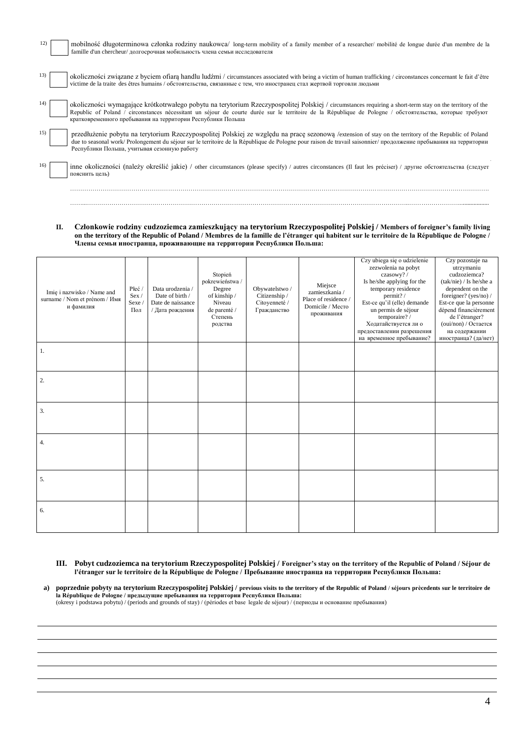12) ☐ mobilność długoterminowa członka rodziny naukowca/ long-term mobility of a family member of a researcher/ mobilité de longue durée d'un membre de la famille d'un chercheur/ долгосрочная мобильность члена семьи исследователя

13) ☐ okoliczności związane z byciem ofiarą handlu ludźmi / circumstances associated with being a victim of human trafficking / circonstances concernant le fait d'être victime de la traite des êtres humains / обстоятельства, связанные с тем, что иностранец стал жертвой торговли людьми

14) ☐ okoliczności wymagające krótkotrwałego pobytu na terytorium Rzeczypospolitej Polskiej / circumstances requiring a short-term stay on the territory of the Republic of Poland / circonstances nécessitant un séjour de courte durée sur le territoire de la République de Pologne / обстоятельства, которые требуют кратковременного пребывания на территории Республики Польша

15) ☐ przedłużenie pobytu na terytorium Rzeczypospolitej Polskiej ze względu na pracę sezonową /extension of stay on the territory of the Republic of Poland due to seasonal work/ Prolongement du séjour sur le territoire de la République de Pologne pour raison de travail saisonnier/ продолжение пребывания на территории Республики Польша, учитывая сезонную работу

16) ☐ inne okoliczności (należy określić jakie) / other circumstances (please specify) / autres circonstances (Il faut les préciser) / другие обстоятельства (следует пояснить цель)

…………………………………………………………………………………………………………………………………………………………………………

…………………………………………………………………………………………………………………………………………………………………………

**II. Członkowie rodziny cudzoziemca zamieszkujący na terytorium Rzeczypospolitej Polskiej / Members of foreigner's family living on the territory of the Republic of Poland / Membres de la famille de l'étranger qui habitent sur le territoire de la République de Pologne / Члены семьи иностранца, проживающие на территории Республики Польша:**

| Imię i nazwisko / Name and surname / Nom et prénom / Имя и фамилия | Płeć / Sex / Sexe / Пол | Data urodzenia / Date of birth / Date de naissance / Дата рождения | Stopień pokrewieństwa / Degree of kinship / Niveau de parenté / Степень родства | Obywatelstwo / Citizenship / Citoyenneté / Гражданство | Miejsce zamieszkania / Place of residence / Domicile / Место проживания | Czy ubiega się o udzielenie zezwolenia na pobyt czasowy? / Is he/she applying for the temporary residence permit? / Est-ce qu'il (elle) demande un permis de séjour temporaire? / Ходатайствуется ли о предоставлении разрешения на временное пребывание? | Czy pozostaje na utrzymaniu cudzoziemca? (tak/nie) / Is he/she a dependent on the foreigner? (yes/no) / Est-ce que la personne dépend financièrement de l'étranger? (oui/non) / Остается на содержании иностранца? (да/нет) |
|---|---|---|---|---|---|---|---|
| 1. | | | | | | | |
| 2. | | | | | | | |
| 3. | | | | | | | |
| 4. | | | | | | | |
| 5. | | | | | | | |
| 6. | | | | | | | |

**III. Pobyt cudzoziemca na terytorium Rzeczypospolitej Polskiej / Foreigner's stay on the territory of the Republic of Poland / Séjour de l'étranger sur le territoire de la République de Pologne / Пребывание иностранца на территории Республики Польша:**

**a) poprzednie pobyty na terytorium Rzeczypospolitej Polskiej / previous visits to the territory of the Republic of Poland / séjours précedents sur le territoire de la République de Pologne / предыдущие пребывания на территории Республики Польша:**
(okresy i podstawa pobytu) / (periods and grounds of stay) / (périodes et base legale de séjour) / (периоды и основание пребывания)

______________________________________________________________________________

______________________________________________________________________________

______________________________________________________________________________

______________________________________________________________________________

______________________________________________________________________________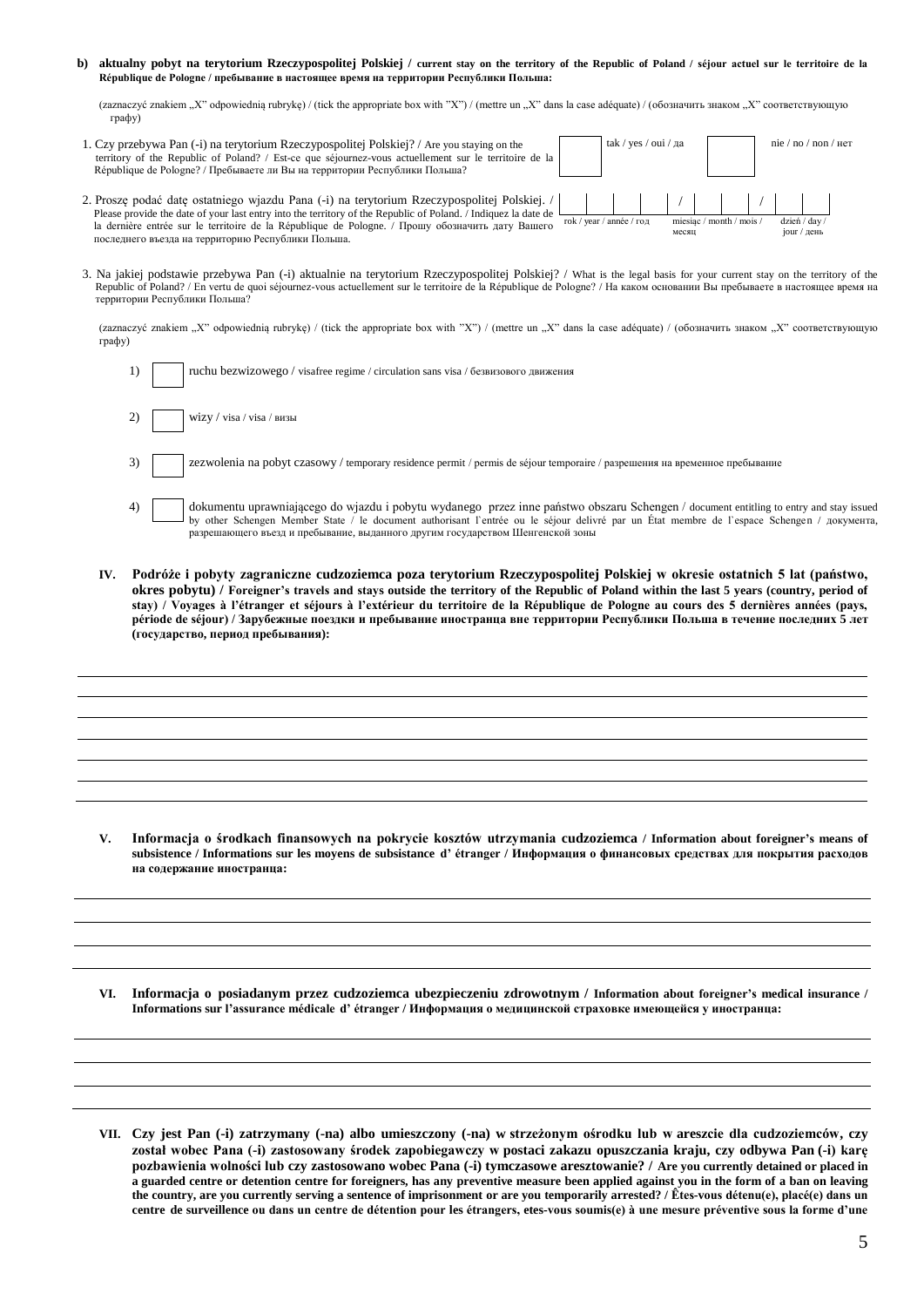**b) aktualny pobyt na terytorium Rzeczypospolitej Polskiej / current stay on the territory of the Republic of Poland / séjour actuel sur le territoire de la République de Pologne / пребывание в настоящее время на территории Республики Польша:**

(zaznaczyć znakiem „X" odpowiednią rubrykę) / (tick the appropriate box with "X") / (mettre un „X" dans la case adéquate) / (обозначить знаком „X" соответствующую графу)

1. Czy przebywa Pan (-i) na terytorium Rzeczypospolitej Polskiej? / Are you staying on the territory of the Republic of Poland? / Est-ce que séjournez-vous actuellement sur le territoire de la République de Pologne? / Пребываете ли Вы на территории Республики Польша?

☐ tak / yes / oui / да ☐ nie / no / non / нет

2. Proszę podać datę ostatniego wjazdu Pana (-i) na terytorium Rzeczypospolitej Polskiej. / Please provide the date of your last entry into the territory of the Republic of Poland. / Indiquez la date de la dernière entrée sur le territoire de la République de Pologne. / Прошу обозначить дату Вашего последнего въезда на территорию Республики Польша.

| | | | | / | | | / | | |
|---|---|---|---|---|---|---|---|---|---|
| rok / year / année / год | | | | miesiąc / month / mois / месяц | | | dzień / day / jour / день | | |

3. Na jakiej podstawie przebywa Pan (-i) aktualnie na terytorium Rzeczypospolitej Polskiej? / What is the legal basis for your current stay on the territory of the Republic of Poland? / En vertu de quoi séjournez-vous actuellement sur le territoire de la République de Pologne? / На каком основании Вы пребываете в настоящее время на территории Республики Польша?

(zaznaczyć znakiem „X" odpowiednią rubrykę) / (tick the appropriate box with "X") / (mettre un „X" dans la case adéquate) / (обозначить знаком „X" соответствующую графу)

1) ☐ ruchu bezwizowego / visafree regime / circulation sans visa / безвизового движения

2) ☐ wizy / visa / visa / визы

3) ☐ zezwolenia na pobyt czasowy / temporary residence permit / permis de séjour temporaire / разрешения на временное пребывание

4) ☐ dokumentu uprawniającego do wjazdu i pobytu wydanego przez inne państwo obszaru Schengen / document entitling to entry and stay issued by other Schengen Member State / le document authorisant l`entrée ou le séjour delivré par un État membre de l`espace Schengen / документа, разрешающего въезд и пребывание, выданного другим государством Шенгенской зоны

**IV. Podróże i pobyty zagraniczne cudzoziemca poza terytorium Rzeczypospolitej Polskiej w okresie ostatnich 5 lat (państwo, okres pobytu) / Foreigner's travels and stays outside the territory of the Republic of Poland within the last 5 years (country, period of stay) / Voyages à l'étranger et séjours à l'extérieur du territoire de la République de Pologne au cours des 5 dernières années (pays, période de séjour) / Зарубежные поездки и пребывание иностранца вне территории Республики Польша в течение последних 5 лет (государство, период пребывания):**

______________________________________________________________________

______________________________________________________________________

______________________________________________________________________

______________________________________________________________________

______________________________________________________________________

______________________________________________________________________

**V. Informacja o środkach finansowych na pokrycie kosztów utrzymania cudzoziemca / Information about foreigner's means of subsistence / Informations sur les moyens de subsistance d' étranger / Информация о финансовых средствах для покрытия расходов на содержание иностранца:**

______________________________________________________________________

______________________________________________________________________

______________________________________________________________________

______________________________________________________________________

**VI. Informacja o posiadanym przez cudzoziemca ubezpieczeniu zdrowotnym / Information about foreigner's medical insurance / Informations sur l'assurance médicale d' étranger / Информация о медицинской страховке имеющейся у иностранца:**

______________________________________________________________________

______________________________________________________________________

______________________________________________________________________

**VII. Czy jest Pan (-i) zatrzymany (-na) albo umieszczony (-na) w strzeżonym ośrodku lub w areszcie dla cudzoziemców, czy został wobec Pana (-i) zastosowany środek zapobiegawczy w postaci zakazu opuszczania kraju, czy odbywa Pan (-i) karę pozbawienia wolności lub czy zastosowano wobec Pana (-i) tymczasowe aresztowanie? / Are you currently detained or placed in a guarded centre or detention centre for foreigners, has any preventive measure been applied against you in the form of a ban on leaving the country, are you currently serving a sentence of imprisonment or are you temporarily arrested? / Êtes-vous détenu(e), placé(e) dans un centre de surveillence ou dans un centre de détention pour les étrangers, etes-vous soumis(e) à une mesure préventive sous la forme d'une**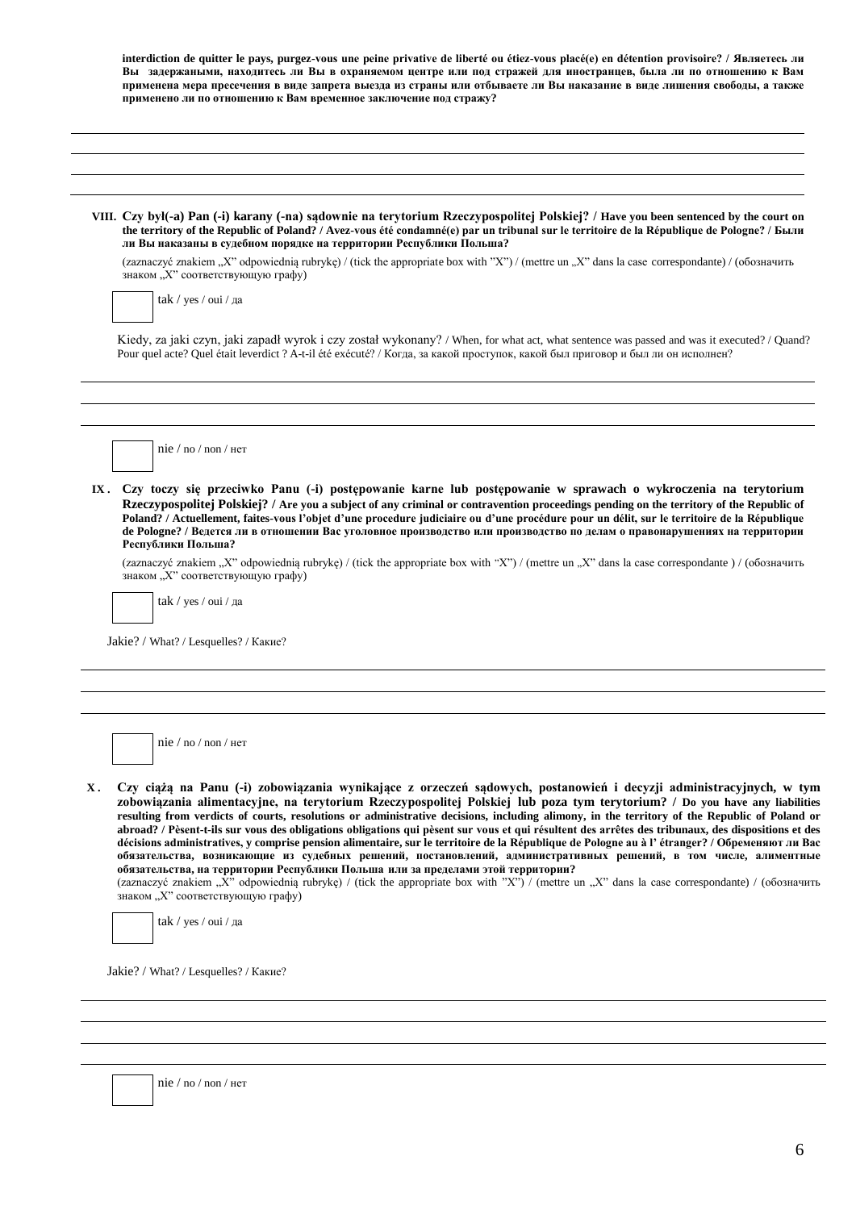**interdiction de quitter le pays, purgez-vous une peine privative de liberté ou étiez-vous placé(e) en détention provisoire? / Являетесь ли Вы задержаными, находитесь ли Вы в охраняемом центре или под стражей для иностранцев, была ли по отношению к Вам применена мера пресечения в виде запрета выезда из страны или отбываете ли Вы наказание в виде лишения свободы, а также применено ли по отношению к Вам временное заключение под стражу?**

\_\_\_\_\_\_\_\_\_\_\_\_\_\_\_\_\_\_\_\_\_\_\_\_\_\_\_\_\_\_\_\_\_\_\_\_\_\_\_\_\_\_\_\_\_\_\_\_\_\_\_\_\_\_\_\_\_\_\_\_

\_\_\_\_\_\_\_\_\_\_\_\_\_\_\_\_\_\_\_\_\_\_\_\_\_\_\_\_\_\_\_\_\_\_\_\_\_\_\_\_\_\_\_\_\_\_\_\_\_\_\_\_\_\_\_\_\_\_\_\_

\_\_\_\_\_\_\_\_\_\_\_\_\_\_\_\_\_\_\_\_\_\_\_\_\_\_\_\_\_\_\_\_\_\_\_\_\_\_\_\_\_\_\_\_\_\_\_\_\_\_\_\_\_\_\_\_\_\_\_\_

\_\_\_\_\_\_\_\_\_\_\_\_\_\_\_\_\_\_\_\_\_\_\_\_\_\_\_\_\_\_\_\_\_\_\_\_\_\_\_\_\_\_\_\_\_\_\_\_\_\_\_\_\_\_\_\_\_\_\_\_

**VIII. Czy był(-a) Pan (-i) karany (-na) sądownie na terytorium Rzeczypospolitej Polskiej? / Have you been sentenced by the court on the territory of the Republic of Poland? / Avez-vous été condamné(e) par un tribunal sur le territoire de la République de Pologne? / Были ли Вы наказаны в судебном порядке на территории Республики Польша?**

(zaznaczyć znakiem „X" odpowiednią rubrykę) / (tick the appropriate box with "X") / (mettre un „X" dans la case correspondante) / (обозначить знаком „X" соответствующую графу)

☐ tak / yes / oui / да

Kiedy, za jaki czyn, jaki zapadł wyrok i czy został wykonany? / When, for what act, what sentence was passed and was it executed? / Quand? Pour quel acte? Quel était leverdict ? A-t-il été exécuté? / Когда, за какой проступок, какой был приговор и был ли он исполнен?

\_\_\_\_\_\_\_\_\_\_\_\_\_\_\_\_\_\_\_\_\_\_\_\_\_\_\_\_\_\_\_\_\_\_\_\_\_\_\_\_\_\_\_\_\_\_\_\_\_\_\_\_\_\_\_\_\_\_\_\_

\_\_\_\_\_\_\_\_\_\_\_\_\_\_\_\_\_\_\_\_\_\_\_\_\_\_\_\_\_\_\_\_\_\_\_\_\_\_\_\_\_\_\_\_\_\_\_\_\_\_\_\_\_\_\_\_\_\_\_\_

\_\_\_\_\_\_\_\_\_\_\_\_\_\_\_\_\_\_\_\_\_\_\_\_\_\_\_\_\_\_\_\_\_\_\_\_\_\_\_\_\_\_\_\_\_\_\_\_\_\_\_\_\_\_\_\_\_\_\_\_

☐ nie / no / non / нет

**IX. Czy toczy się przeciwko Panu (-i) postępowanie karne lub postępowanie w sprawach o wykroczenia na terytorium Rzeczypospolitej Polskiej? / Are you a subject of any criminal or contravention proceedings pending on the territory of the Republic of Poland? / Actuellement, faites-vous l'objet d'une procedure judiciaire ou d'une procédure pour un délit, sur le territoire de la République de Pologne? / Ведется ли в отношении Вас уголовное производство или производство по делам о правонарушениях на территории Республики Польша?**

(zaznaczyć znakiem „X" odpowiednią rubrykę) / (tick the appropriate box with "X") / (mettre un „X" dans la case correspondante ) / (обозначить знаком „X" соответствующую графу)

☐ tak / yes / oui / да

Jakie? / What? / Lesquelles? / Какие?

\_\_\_\_\_\_\_\_\_\_\_\_\_\_\_\_\_\_\_\_\_\_\_\_\_\_\_\_\_\_\_\_\_\_\_\_\_\_\_\_\_\_\_\_\_\_\_\_\_\_\_\_\_\_\_\_\_\_\_\_

\_\_\_\_\_\_\_\_\_\_\_\_\_\_\_\_\_\_\_\_\_\_\_\_\_\_\_\_\_\_\_\_\_\_\_\_\_\_\_\_\_\_\_\_\_\_\_\_\_\_\_\_\_\_\_\_\_\_\_\_

\_\_\_\_\_\_\_\_\_\_\_\_\_\_\_\_\_\_\_\_\_\_\_\_\_\_\_\_\_\_\_\_\_\_\_\_\_\_\_\_\_\_\_\_\_\_\_\_\_\_\_\_\_\_\_\_\_\_\_\_

☐ nie / no / non / нет

**X. Czy ciążą na Panu (-i) zobowiązania wynikające z orzeczeń sądowych, postanowień i decyzji administracyjnych, w tym zobowiązania alimentacyjne, na terytorium Rzeczypospolitej Polskiej lub poza tym terytorium? / Do you have any liabilities resulting from verdicts of courts, resolutions or administrative decisions, including alimony, in the territory of the Republic of Poland or abroad? / Pèsent-t-ils sur vous des obligations obligations qui pèsent sur vous et qui résultent des arrêtes des tribunaux, des dispositions et des décisions administratives, y comprise pension alimentaire, sur le territoire de la République de Pologne au à l' étranger? / Обременяют ли Вас обязательства, возникающие из судебных решений, постановлений, административных решений, в том числе, алиментные обязательства, на территории Республики Польша или за пределами этой территории?**

(zaznaczyć znakiem „X" odpowiednią rubrykę) / (tick the appropriate box with "X") / (mettre un „X" dans la case correspondante) / (обозначить знаком „X" соответствующую графу)

☐ tak / yes / oui / да

Jakie? / What? / Lesquelles? / Какие?

\_\_\_\_\_\_\_\_\_\_\_\_\_\_\_\_\_\_\_\_\_\_\_\_\_\_\_\_\_\_\_\_\_\_\_\_\_\_\_\_\_\_\_\_\_\_\_\_\_\_\_\_\_\_\_\_\_\_\_\_

\_\_\_\_\_\_\_\_\_\_\_\_\_\_\_\_\_\_\_\_\_\_\_\_\_\_\_\_\_\_\_\_\_\_\_\_\_\_\_\_\_\_\_\_\_\_\_\_\_\_\_\_\_\_\_\_\_\_\_\_

\_\_\_\_\_\_\_\_\_\_\_\_\_\_\_\_\_\_\_\_\_\_\_\_\_\_\_\_\_\_\_\_\_\_\_\_\_\_\_\_\_\_\_\_\_\_\_\_\_\_\_\_\_\_\_\_\_\_\_\_

\_\_\_\_\_\_\_\_\_\_\_\_\_\_\_\_\_\_\_\_\_\_\_\_\_\_\_\_\_\_\_\_\_\_\_\_\_\_\_\_\_\_\_\_\_\_\_\_\_\_\_\_\_\_\_\_\_\_\_\_

☐ nie / no / non / нет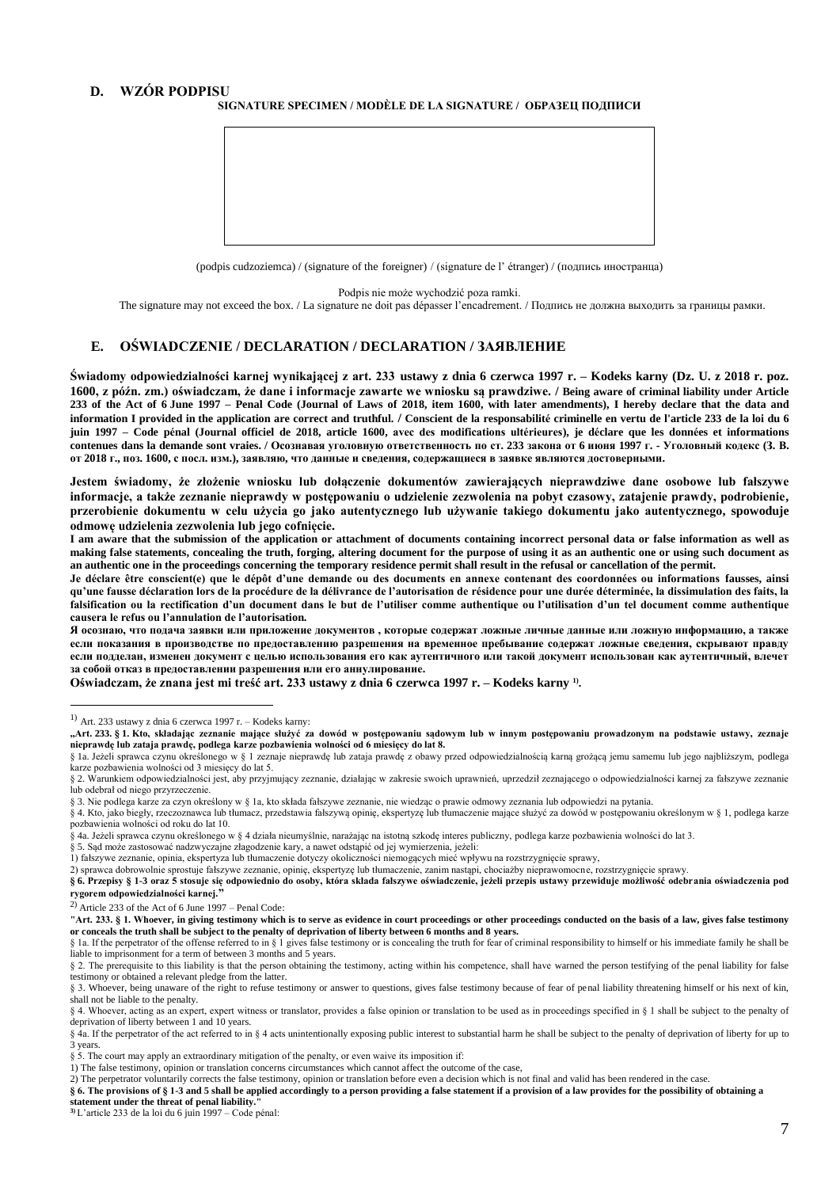## D. WZÓR PODPISU

**SIGNATURE SPECIMEN / MODÈLE DE LA SIGNATURE / ОБРАЗЕЦ ПОДПИСИ**

(podpis cudzoziemca) / (signature of the foreigner) / (signature de l' étranger) / (подпись иностранца)

Podpis nie może wychodzić poza ramki.

The signature may not exceed the box. / La signature ne doit pas dépasser l'encadrement. / Подпись не должна выходить за границы рамки.

## E. OŚWIADCZENIE / DECLARATION / DECLARATION / ЗАЯВЛЕНИЕ

**Świadomy odpowiedzialności karnej wynikającej z art. 233 ustawy z dnia 6 czerwca 1997 r. – Kodeks karny (Dz. U. z 2018 r. poz. 1600, z późn. zm.) oświadczam, że dane i informacje zawarte we wniosku są prawdziwe. / Being aware of criminal liability under Article 233 of the Act of 6 June 1997 – Penal Code (Journal of Laws of 2018, item 1600, with later amendments), I hereby declare that the data and information I provided in the application are correct and truthful. / Conscient de la responsabilité criminelle en vertu de l'article 233 de la loi du 6 juin 1997 – Code pénal (Journal officiel de 2018, article 1600, avec des modifications ultérieures), je déclare que les données et informations contenues dans la demande sont vraies. / Осознавая уголовную ответственность по ст. 233 закона от 6 июня 1997 г. - Уголовный кодекс (З. В. от 2018 г., поз. 1600, с посл. изм.), заявляю, что данные и сведения, содержащиеся в заявке являются достоверными.**

**Jestem świadomy, że złożenie wniosku lub dołączenie dokumentów zawierających nieprawdziwe dane osobowe lub fałszywe informacje, a także zeznanie nieprawdy w postępowaniu o udzielenie zezwolenia na pobyt czasowy, zatajenie prawdy, podrobienie, przerobienie dokumentu w celu użycia go jako autentycznego lub używanie takiego dokumentu jako autentycznego, spowoduje odmowę udzielenia zezwolenia lub jego cofnięcie.**

**I am aware that the submission of the application or attachment of documents containing incorrect personal data or false information as well as making false statements, concealing the truth, forging, altering document for the purpose of using it as an authentic one or using such document as an authentic one in the proceedings concerning the temporary residence permit shall result in the refusal or cancellation of the permit.**

**Je déclare être conscient(e) que le dépôt d'une demande ou des documents en annexe contenant des coordonnées ou informations fausses, ainsi qu'une fausse déclaration lors de la procédure de la délivrance de l'autorisation de résidence pour une durée déterminée, la dissimulation des faits, la falsification ou la rectification d'un document dans le but de l'utiliser comme authentique ou l'utilisation d'un tel document comme authentique causera le refus ou l'annulation de l'autorisation.**

**Я осознаю, что подача заявки или приложение документов , которые содержат ложные личные данные или ложную информацию, а также если показания в производстве по предоставлению разрешения на временное пребывание содержат ложные сведения, скрывают правду если подделан, изменен документ с целью использования его как аутентичного или такой документ использован как аутентичный, влечет за собой отказ в предоставлении разрешения или его аннулирование.**

**Oświadczam, że znana jest mi treść art. 233 ustawy z dnia 6 czerwca 1997 r. – Kodeks karny [1].**

---

[1] Art. 233 ustawy z dnia 6 czerwca 1997 r. – Kodeks karny:

**„Art. 233. § 1. Kto, składając zeznanie mające służyć za dowód w postępowaniu sądowym lub w innym postępowaniu prowadzonym na podstawie ustawy, zeznaje nieprawdę lub zataja prawdę, podlega karze pozbawienia wolności od 6 miesięcy do lat 8.**

§ 1a. Jeżeli sprawca czynu określonego w § 1 zeznaje nieprawdę lub zataja prawdę z obawy przed odpowiedzialnością karną grożącą jemu samemu lub jego najbliższym, podlega karze pozbawienia wolności od 3 miesięcy do lat 5.

§ 2. Warunkiem odpowiedzialności jest, aby przyjmujący zeznanie, działając w zakresie swoich uprawnień, uprzedził zeznającego o odpowiedzialności karnej za fałszywe zeznanie lub odebrał od niego przyrzeczenie.

§ 3. Nie podlega karze za czyn określony w § 1a, kto składa fałszywe zeznanie, nie wiedząc o prawie odmowy zeznania lub odpowiedzi na pytania.

§ 4. Kto, jako biegły, rzeczoznawca lub tłumacz, przedstawia fałszywą opinię, ekspertyzę lub tłumaczenie mające służyć za dowód w postępowaniu określonym w § 1, podlega karze pozbawienia wolności od roku do lat 10.

§ 4a. Jeżeli sprawca czynu określonego w § 4 działa nieumyślnie, narażając na istotną szkodę interes publiczny, podlega karze pozbawienia wolności do lat 3.

§ 5. Sąd może zastosować nadzwyczajne złagodzenie kary, a nawet odstąpić od jej wymierzenia, jeżeli:

1) fałszywe zeznanie, opinia, ekspertyza lub tłumaczenie dotyczy okoliczności niemogących mieć wpływu na rozstrzygnięcie sprawy,

2) sprawca dobrowolnie sprostuje fałszywe zeznanie, opinię, ekspertyzę lub tłumaczenie, zanim nastąpi, chociażby nieprawomocne, rozstrzygnięcie sprawy.

**§ 6. Przepisy § 1-3 oraz 5 stosuje się odpowiednio do osoby, która składa fałszywe oświadczenie, jeżeli przepis ustawy przewiduje możliwość odebrania oświadczenia pod rygorem odpowiedzialności karnej."**

[2] Article 233 of the Act of 6 June 1997 – Penal Code:

**"Art. 233. § 1. Whoever, in giving testimony which is to serve as evidence in court proceedings or other proceedings conducted on the basis of a law, gives false testimony or conceals the truth shall be subject to the penalty of deprivation of liberty between 6 months and 8 years.**

§ 1a. If the perpetrator of the offense referred to in § 1 gives false testimony or is concealing the truth for fear of criminal responsibility to himself or his immediate family he shall be liable to imprisonment for a term of between 3 months and 5 years.

§ 2. The prerequisite to this liability is that the person obtaining the testimony, acting within his competence, shall have warned the person testifying of the penal liability for false testimony or obtained a relevant pledge from the latter.

§ 3. Whoever, being unaware of the right to refuse testimony or answer to questions, gives false testimony because of fear of penal liability threatening himself or his next of kin, shall not be liable to the penalty.

§ 4. Whoever, acting as an expert, expert witness or translator, provides a false opinion or translation to be used as in proceedings specified in § 1 shall be subject to the penalty of deprivation of liberty between 1 and 10 years.

§ 4a. If the perpetrator of the act referred to in § 4 acts unintentionally exposing public interest to substantial harm he shall be subject to the penalty of deprivation of liberty for up to 3 years.

§ 5. The court may apply an extraordinary mitigation of the penalty, or even waive its imposition if:

1) The false testimony, opinion or translation concerns circumstances which cannot affect the outcome of the case,

2) The perpetrator voluntarily corrects the false testimony, opinion or translation before even a decision which is not final and valid has been rendered in the case.

**§ 6. The provisions of § 1-3 and 5 shall be applied accordingly to a person providing a false statement if a provision of a law provides for the possibility of obtaining a statement under the threat of penal liability."**

[3] L'article 233 de la loi du 6 juin 1997 – Code pénal: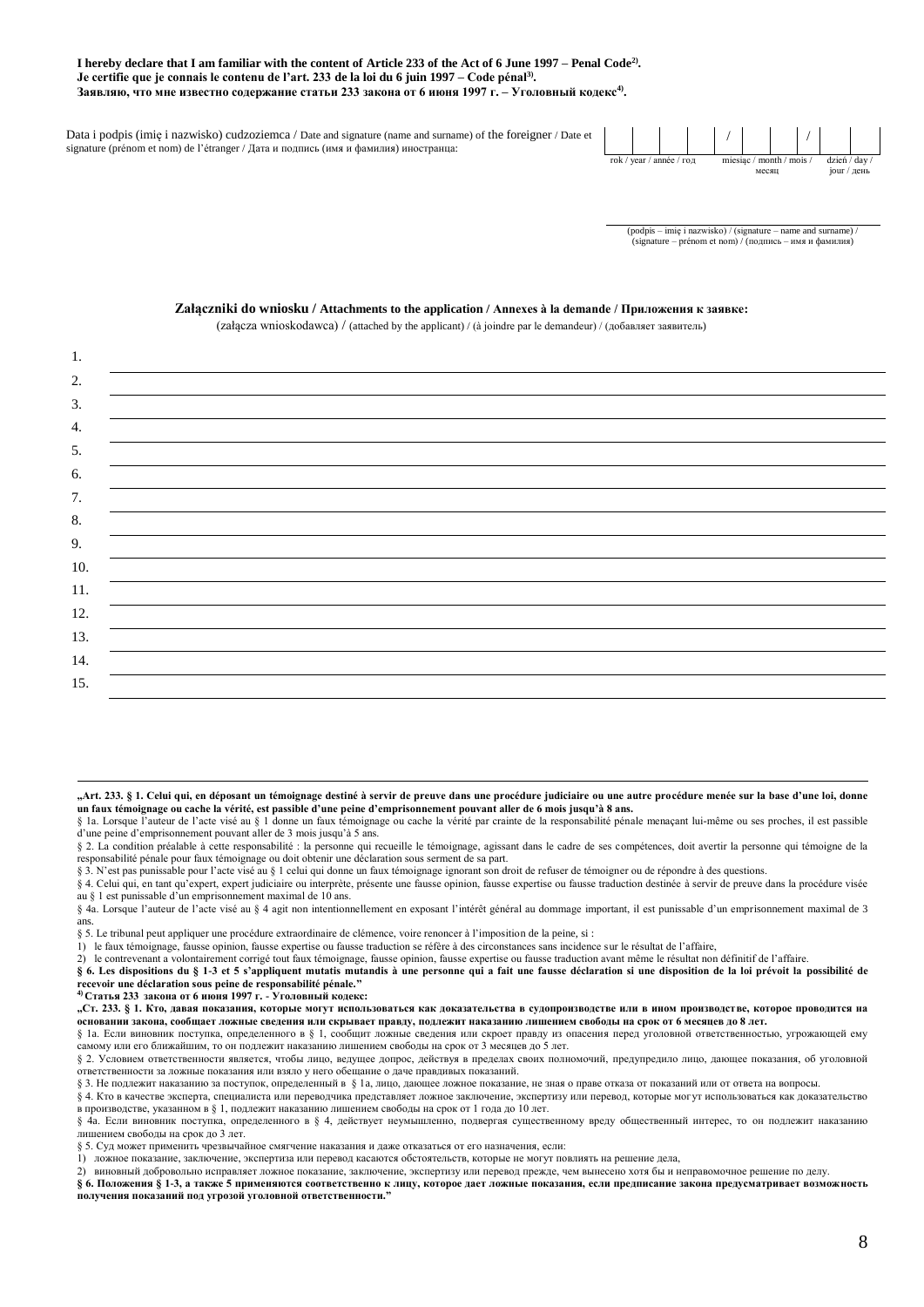**I hereby declare that I am familiar with the content of Article 233 of the Act of 6 June 1997 – Penal Code[2].**
**Je certifie que je connais le contenu de l'art. 233 de la loi du 6 juin 1997 – Code pénal[3].**
**Заявляю, что мне известно содержание статьи 233 закона от 6 июня 1997 г. – Уголовный кодекс[4].**

Data i podpis (imię i nazwisko) cudzoziemca / Date and signature (name and surname) of the foreigner / Date et signature (prénom et nom) de l'étranger / Дата и подпись (имя и фамилия) иностранца:

| | | | | / | | | / | | |
|---|---|---|---|---|---|---|---|---|---|
| rok / year / année / год | | | | miesiąc / month / mois / месяц | | | dzień / day / jour / день | | |

(podpis – imię i nazwisko) / (signature – name and surname) / (signature – prénom et nom) / (подпись – имя и фамилия)

**Załączniki do wniosku / Attachments to the application / Annexes à la demande / Приложения к заявке:**
(załącza wnioskodawca) / (attached by the applicant) / (à joindre par le demandeur) / (добавляет заявитель)

1.
2.
3.
4.
5.
6.
7.
8.
9.
10.
11.
12.
13.
14.
15.

---

**„Art. 233. § 1. Celui qui, en déposant un témoignage destiné à servir de preuve dans une procédure judiciaire ou une autre procédure menée sur la base d'une loi, donne un faux témoignage ou cache la vérité, est passible d'une peine d'emprisonnement pouvant aller de 6 mois jusqu'à 8 ans.**

§ 1a. Lorsque l'auteur de l'acte visé au § 1 donne un faux témoignage ou cache la vérité par crainte de la responsabilité pénale menaçant lui-même ou ses proches, il est passible d'une peine d'emprisonnement pouvant aller de 3 mois jusqu'à 5 ans.

§ 2. La condition préalable à cette responsabilité : la personne qui recueille le témoignage, agissant dans le cadre de ses compétences, doit avertir la personne qui témoigne de la responsabilité pénale pour faux témoignage ou doit obtenir une déclaration sous serment de sa part.

§ 3. N'est pas punissable pour l'acte visé au § 1 celui qui donne un faux témoignage ignorant son droit de refuser de témoigner ou de répondre à des questions.

§ 4. Celui qui, en tant qu'expert, expert judiciaire ou interprète, présente une fausse opinion, fausse expertise ou fausse traduction destinée à servir de preuve dans la procédure visée au § 1 est punissable d'un emprisonnement maximal de 10 ans.

§ 4a. Lorsque l'auteur de l'acte visé au § 4 agit non intentionnellement en exposant l'intérêt général au dommage important, il est punissable d'un emprisonnement maximal de 3 ans.

§ 5. Le tribunal peut appliquer une procédure extraordinaire de clémence, voire renoncer à l'imposition de la peine, si :

1) le faux témoignage, fausse opinion, fausse expertise ou fausse traduction se réfère à des circonstances sans incidence sur le résultat de l'affaire,
2) le contrevenant a volontairement corrigé tout faux témoignage, fausse opinion, fausse expertise ou fausse traduction avant même le résultat non définitif de l'affaire.

**§ 6. Les dispositions du § 1-3 et 5 s'appliquent mutatis mutandis à une personne qui a fait une fausse déclaration si une disposition de la loi prévoit la possibilité de recevoir une déclaration sous peine de responsabilité pénale."**

**[4] Статья 233 закона от 6 июня 1997 г. - Уголовный кодекс:**

**„Ст. 233. § 1. Кто, давая показания, которые могут использоваться как доказательства в судопроизводстве или в ином производстве, которое проводится на основании закона, сообщает ложные сведения или скрывает правду, подлежит наказанию лишением свободы на срок от 6 месяцев до 8 лет.**

§ 1a. Если виновник поступка, определенного в § 1, сообщит ложные сведения или скроет правду из опасения перед уголовной ответственностью, угрожающей ему самому или его ближайшим, то он подлежит наказанию лишением свободы на срок от 3 месяцев до 5 лет.

§ 2. Условием ответственности является, чтобы лицо, ведущее допрос, действуя в пределах своих полномочий, предупредило лицо, дающее показания, об уголовной ответственности за ложные показания или взяло у него обещание о даче правдивых показаний.

§ 3. Не подлежит наказанию за поступок, определенный в § 1a, лицо, дающее ложное показание, не зная о праве отказа от показаний или от ответа на вопросы.

§ 4. Кто в качестве эксперта, специалиста или переводчика представляет ложное заключение, экспертизу или перевод, которые могут использоваться как доказательство в производстве, указанном в § 1, подлежит наказанию лишением свободы на срок от 1 года до 10 лет.

§ 4a. Если виновник поступка, определенного в § 4, действует неумышленно, подвергая существенному вреду общественный интерес, то он подлежит наказанию лишением свободы на срок до 3 лет.

§ 5. Суд может применить чрезвычайное смягчение наказания и даже отказаться от его назначения, если:

1) ложное показание, заключение, экспертиза или перевод касаются обстоятельств, которые не могут повлиять на решение дела,
2) виновный добровольно исправляет ложное показание, заключение, экспертизу или перевод прежде, чем вынесено хотя бы и неправомочное решение по делу.

**§ 6. Положения § 1-3, а также 5 применяются соответственно к лицу, которое дает ложные показания, если предписание закона предусматривает возможность получения показаний под угрозой уголовной ответственности."**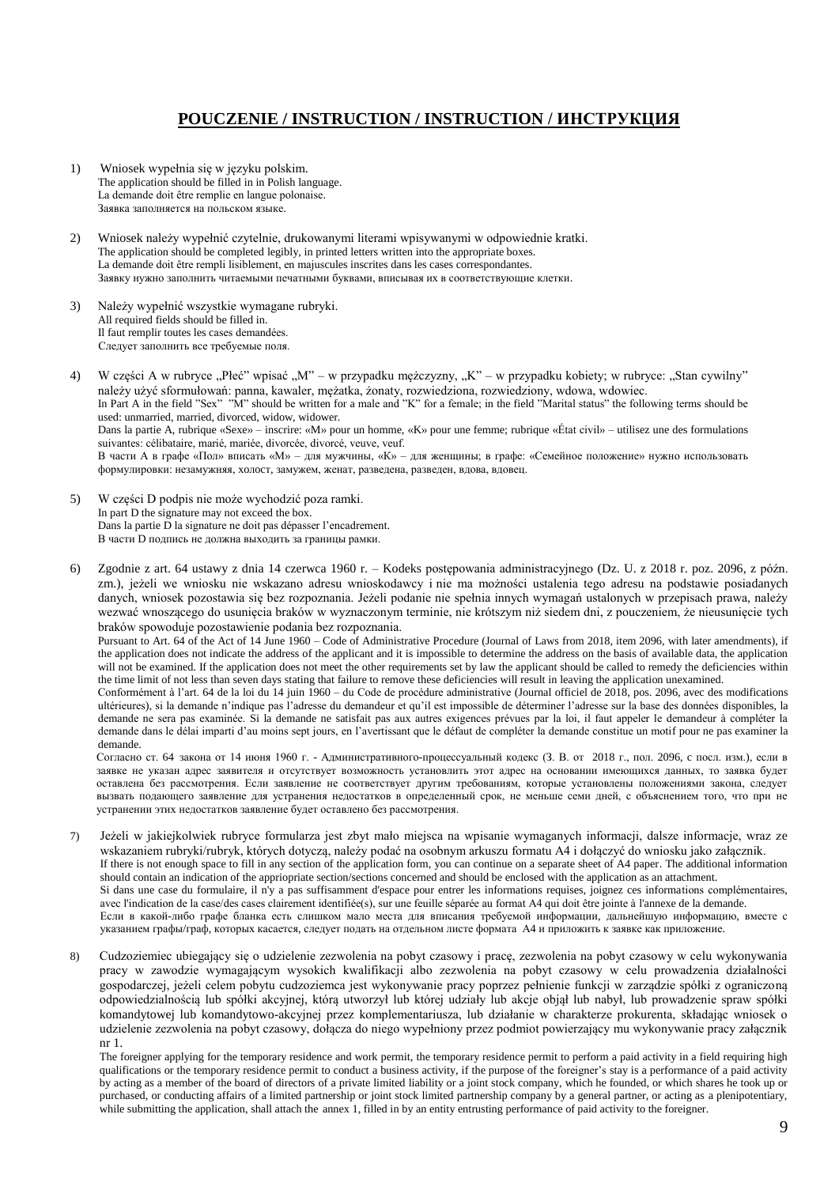## POUCZENIE / INSTRUCTION / INSTRUCTION / ИНСТРУКЦИЯ

1) Wniosek wypełnia się w języku polskim.
   The application should be filled in in Polish language.
   La demande doit être remplie en langue polonaise.
   Заявка заполняется на польском языке.

2) Wniosek należy wypełnić czytelnie, drukowanymi literami wpisywanymi w odpowiednie kratki.
   The application should be completed legibly, in printed letters written into the appropriate boxes.
   La demande doit être rempli lisiblement, en majuscules inscrites dans les cases correspondantes.
   Заявку нужно заполнить читаемыми печатными буквами, вписывая их в соответствующие клетки.

3) Należy wypełnić wszystkie wymagane rubryki.
   All required fields should be filled in.
   Il faut remplir toutes les cases demandées.
   Следует заполнить все требуемые поля.

4) W części A w rubryce „Płeć" wpisać „M" – w przypadku mężczyzny, „K" – w przypadku kobiety; w rubryce: „Stan cywilny" należy użyć sformułowań: panna, kawaler, mężatka, żonaty, rozwiedziona, rozwiedziony, wdowa, wdowiec.
   In Part A in the field "Sex" "M" should be written for a male and "K" for a female; in the field "Marital status" the following terms should be used: unmarried, married, divorced, widow, widower.
   Dans la partie A, rubrique «Sexe» – inscrire: «M» pour un homme, «K» pour une femme; rubrique «État civil» – utilisez une des formulations suivantes: célibataire, marié, mariée, divorcée, divorcé, veuve, veuf.
   В части А в графе «Пол» вписать «М» – для мужчины, «К» – для женщины; в графе: «Семейное положение» нужно использовать формулировки: незамужняя, холост, замужем, женат, разведена, разведен, вдова, вдовец.

5) W części D podpis nie może wychodzić poza ramki.
   In part D the signature may not exceed the box.
   Dans la partie D la signature ne doit pas dépasser l'encadrement.
   В части D подпись не должна выходить за границы рамки.

6) Zgodnie z art. 64 ustawy z dnia 14 czerwca 1960 r. – Kodeks postępowania administracyjnego (Dz. U. z 2018 r. poz. 2096, z późn. zm.), jeżeli we wniosku nie wskazano adresu wnioskodawcy i nie ma możności ustalenia tego adresu na podstawie posiadanych danych, wniosek pozostawia się bez rozpoznania. Jeżeli podanie nie spełnia innych wymagań ustalonych w przepisach prawa, należy wezwać wnoszącego do usunięcia braków w wyznaczonym terminie, nie krótszym niż siedem dni, z pouczeniem, że nieusunięcie tych braków spowoduje pozostawienie podania bez rozpoznania.
   Pursuant to Art. 64 of the Act of 14 June 1960 – Code of Administrative Procedure (Journal of Laws from 2018, item 2096, with later amendments), if the application does not indicate the address of the applicant and it is impossible to determine the address on the basis of available data, the application will not be examined. If the application does not meet the other requirements set by law the applicant should be called to remedy the deficiencies within the time limit of not less than seven days stating that failure to remove these deficiencies will result in leaving the application unexamined.
   Conformément à l'art. 64 de la loi du 14 juin 1960 – du Code de procédure administrative (Journal officiel de 2018, pos. 2096, avec des modifications ultérieures), si la demande n'indique pas l'adresse du demandeur et qu'il est impossible de déterminer l'adresse sur la base des données disponibles, la demande ne sera pas examinée. Si la demande ne satisfait pas aux autres exigences prévues par la loi, il faut appeler le demandeur à compléter la demande dans le délai imparti d'au moins sept jours, en l'avertissant que le défaut de compléter la demande constitue un motif pour ne pas examiner la demande.
   Согласно ст. 64 закона от 14 июня 1960 г. - Административно-процессуальный кодекс (З. В. от 2018 г., пол. 2096, с посл. изм.), если в заявке не указан адрес заявителя и отсутствует возможность установлить этот адрес на основании имеющихся данных, то заявка будет оставлена без рассмотрения. Если заявление не соответствует другим требованиям, которые установлены положениями закона, следует вызвать подающего заявление для устранения недостатков в определенный срок, не меньше семи дней, с объяснением того, что при не устранении этих недостатков заявление будет оставлено без рассмотрения.

7) Jeżeli w jakiejkolwiek rubryce formularza jest zbyt mało miejsca na wpisanie wymaganych informacji, dalsze informacje, wraz ze wskazaniem rubryki/rubryk, których dotyczą, należy podać na osobnym arkuszu formatu A4 i dołączyć do wniosku jako załącznik.
   If there is not enough space to fill in any section of the application form, you can continue on a separate sheet of A4 paper. The additional information should contain an indication of the appriopriate section/sections concerned and should be enclosed with the application as an attachment.
   Si dans une case du formulaire, il n'y a pas suffisamment d'espace pour entrer les informations requises, joignez ces informations complémentaires, avec l'indication de la case/des cases clairement identifiée(s), sur une feuille séparée au format A4 qui doit être jointe à l'annexe de la demande.
   Если в какой-либо графе бланка есть слишком мало места для вписания требуемой информации, дальнейшую информацию, вместе с указанием графы/граф, которых касается, следует подать на отдельном листе формата А4 и приложить к заявке как приложение.

8) Cudzoziemiec ubiegający się o udzielenie zezwolenia na pobyt czasowy i pracę, zezwolenia na pobyt czasowy w celu wykonywania pracy w zawodzie wymagającym wysokich kwalifikacji albo zezwolenia na pobyt czasowy w celu prowadzenia działalności gospodarczej, jeżeli celem pobytu cudzoziemca jest wykonywanie pracy poprzez pełnienie funkcji w zarządzie spółki z ograniczoną odpowiedzialnością lub spółki akcyjnej, którą utworzył lub której udziały lub akcje objął lub nabył, lub prowadzenie spraw spółki komandytowej lub komandytowo-akcyjnej przez komplementariusza, lub działanie w charakterze prokurenta, składając wniosek o udzielenie zezwolenia na pobyt czasowy, dołącza do niego wypełniony przez podmiot powierzający mu wykonywanie pracy załącznik nr 1.
   The foreigner applying for the temporary residence and work permit, the temporary residence permit to perform a paid activity in a field requiring high qualifications or the temporary residence permit to conduct a business activity, if the purpose of the foreigner's stay is a performance of a paid activity by acting as a member of the board of directors of a private limited liability or a joint stock company, which he founded, or which shares he took up or purchased, or conducting affairs of a limited partnership or joint stock limited partnership company by a general partner, or acting as a plenipotentiary, while submitting the application, shall attach the annex 1, filled in by an entity entrusting performance of paid activity to the foreigner.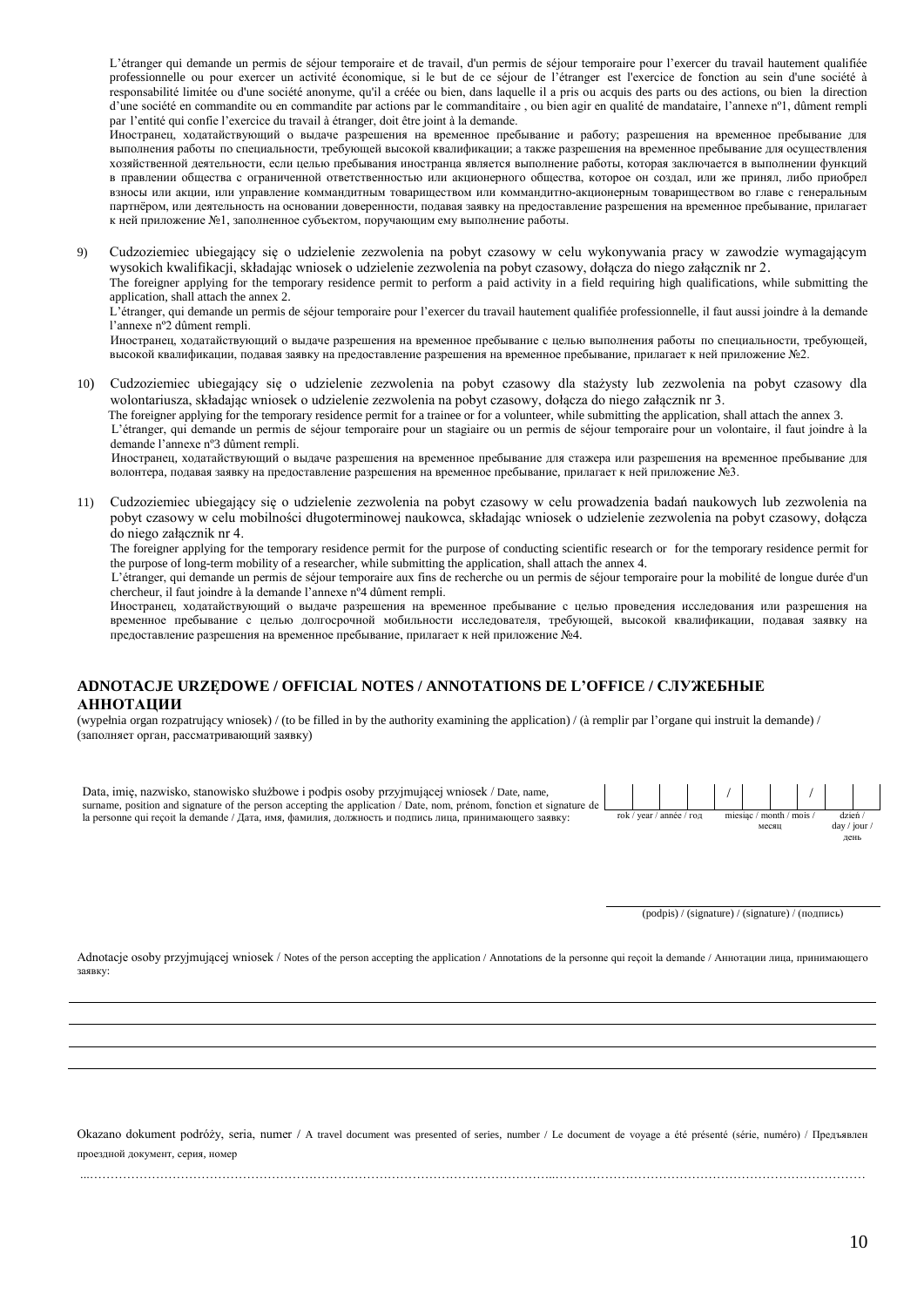L'étranger qui demande un permis de séjour temporaire et de travail, d'un permis de séjour temporaire pour l'exercer du travail hautement qualifiée professionnelle ou pour exercer un activité économique, si le but de ce séjour de l'étranger est l'exercice de fonction au sein d'une société à responsabilité limitée ou d'une société anonyme, qu'il a créée ou bien, dans laquelle il a pris ou acquis des parts ou des actions, ou bien la direction d'une société en commandite ou en commandite par actions par le commanditaire , ou bien agir en qualité de mandataire, l'annexe nº1, dûment rempli par l'entité qui confie l'exercice du travail à étranger, doit être joint à la demande.

Иностранец, ходатайствующий о выдаче разрешения на временное пребывание и работу; разрешения на временное пребывание для выполнения работы по специальности, требующей высокой квалификации; а также разрешения на временное пребывание для осуществления хозяйственной деятельности, если целью пребывания иностранца является выполнение работы, которая заключается в выполнении функций в правлении общества с ограниченной ответственностью или акционерного общества, которое он создал, или же принял, либо приобрел взносы или акции, или управление коммандитным товариществом или коммандитно-акционерным товариществом во главе с генеральным партнёром, или деятельность на основании доверенности, подавая заявку на предоставление разрешения на временное пребывание, прилагает к ней приложение №1, заполненное субъектом, поручающим ему выполнение работы.

9) Cudzoziemiec ubiegający się o udzielenie zezwolenia na pobyt czasowy w celu wykonywania pracy w zawodzie wymagającym wysokich kwalifikacji, składając wniosek o udzielenie zezwolenia na pobyt czasowy, dołącza do niego załącznik nr 2.
   The foreigner applying for the temporary residence permit to perform a paid activity in a field requiring high qualifications, while submitting the application, shall attach the annex 2.
   L'étranger, qui demande un permis de séjour temporaire pour l'exercer du travail hautement qualifiée professionnelle, il faut aussi joindre à la demande l'annexe nº2 dûment rempli.
   Иностранец, ходатайствующий о выдаче разрешения на временное пребывание с целью выполнения работы по специальности, требующей, высокой квалификации, подавая заявку на предоставление разрешения на временное пребывание, прилагает к ней приложение №2.

10) Cudzoziemiec ubiegający się o udzielenie zezwolenia na pobyt czasowy dla stażysty lub zezwolenia na pobyt czasowy dla wolontariusza, składając wniosek o udzielenie zezwolenia na pobyt czasowy, dołącza do niego załącznik nr 3.
   The foreigner applying for the temporary residence permit for a trainee or for a volunteer, while submitting the application, shall attach the annex 3.
   L'étranger, qui demande un permis de séjour temporaire pour un stagiaire ou un permis de séjour temporaire pour un volontaire, il faut joindre à la demande l'annexe nº3 dûment rempli.
   Иностранец, ходатайствующий о выдаче разрешения на временное пребывание для стажера или разрешения на временное пребывание для волонтера, подавая заявку на предоставление разрешения на временное пребывание, прилагает к ней приложение №3.

11) Cudzoziemiec ubiegający się o udzielenie zezwolenia na pobyt czasowy w celu prowadzenia badań naukowych lub zezwolenia na pobyt czasowy w celu mobilności długoterminowej naukowca, składając wniosek o udzielenie zezwolenia na pobyt czasowy, dołącza do niego załącznik nr 4.
   The foreigner applying for the temporary residence permit for the purpose of conducting scientific research or for the temporary residence permit for the purpose of long-term mobility of a researcher, while submitting the application, shall attach the annex 4.
   L'étranger, qui demande un permis de séjour temporaire aux fins de recherche ou un permis de séjour temporaire pour la mobilité de longue durée d'un chercheur, il faut joindre à la demande l'annexe nº4 dûment rempli.
   Иностранец, ходатайствующий о выдаче разрешения на временное пребывание с целью проведения исследования или разрешения на временное пребывание с целью долгосрочной мобильности исследователя, требующей, высокой квалификации, подавая заявку на предоставление разрешения на временное пребывание, прилагает к ней приложение №4.

## ADNOTACJE URZĘDOWE / OFFICIAL NOTES / ANNOTATIONS DE L'OFFICE / СЛУЖЕБНЫЕ АННОТАЦИИ

(wypełnia organ rozpatrujący wniosek) / (to be filled in by the authority examining the application) / (à remplir par l'organe qui instruit la demande) / (заполняет орган, рассматривающий заявку)

Data, imię, nazwisko, stanowisko służbowe i podpis osoby przyjmującej wniosek / Date, name, surname, position and signature of the person accepting the application / Date, nom, prénom, fonction et signature de la personne qui reçoit la demande / Дата, имя, фамилия, должность и подпись лица, принимающего заявку:

| | | | | / | | | / | | |
|---|---|---|---|---|---|---|---|---|---|
| rok / year / année / год | | | | miesiąc / month / mois / месяц | | | dzień / day / jour / день | | |

(podpis) / (signature) / (signature) / (подпись)

Adnotacje osoby przyjmującej wniosek / Notes of the person accepting the application / Annotations de la personne qui reçoit la demande / Аннотации лица, принимающего заявку:

_______________________________________________

_______________________________________________

_______________________________________________

_______________________________________________

Okazano dokument podróży, seria, numer / A travel document was presented of series, number / Le document de voyage a été présenté (série, numéro) / Предъявлен проездной документ, серия, номер

…………………………………………………………………………………………………………………………………………………………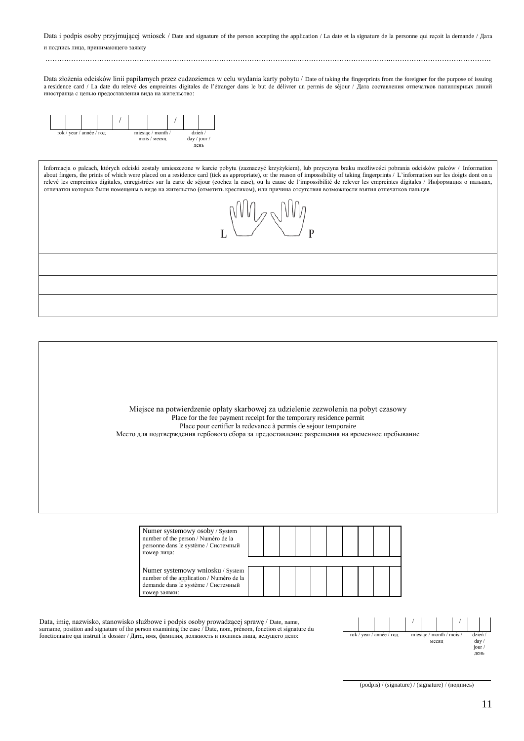Data i podpis osoby przyjmującej wniosek / Date and signature of the person accepting the application / La date et la signature de la personne qui reçoit la demande / Дата и подпись лица, принимающего заявку

…………………………………………………………………………………………………………………………………………………………………………

Data złożenia odcisków linii papilarnych przez cudzoziemca w celu wydania karty pobytu / Date of taking the fingerprints from the foreigner for the purpose of issuing a residence card / La date du relevé des empreintes digitales de l'étranger dans le but de délivrer un permis de séjour / Дата составления отпечатков папиллярных линий иностранца с целью предоставления вида на жительство:

| | | | | / | | | / | | |
|---|---|---|---|---|---|---|---|---|---|
| rok / year / année / год | | | | | miesiąc / month / mois / месяц | | | dzień / day / jour / день | |

Informacja o palcach, których odciski zostały umieszczone w karcie pobytu (zaznaczyć krzyżykiem), lub przyczyna braku możliwości pobrania odcisków palców / Information about fingers, the prints of which were placed on a residence card (tick as appropriate), or the reason of impossibility of taking fingerprints / L'information sur les doigts dont on a relevé les empreintes digitales, enregistrées sur la carte de séjour (cochez la case), ou la cause de l'impossibilité de relever les empreintes digitales / Информация о пальцах, отпечатки которых были помещены в виде на жительство (отметить крестиком), или причина отсутствия возможности взятия отпечатков пальцев

L P

Miejsce na potwierdzenie opłaty skarbowej za udzielenie zezwolenia na pobyt czasowy
Place for the fee payment receipt for the temporary residence permit
Place pour certifier la redevance à permis de sejour temporaire
Место для подтверждения гербового сбора за предоставление разрешения на временное пребывание

| Numer systemowy osoby / System number of the person / Numéro de la personne dans le système / Системный номер лица: | | | | | | | | | | |
|---|---|---|---|---|---|---|---|---|---|---|
| Numer systemowy wniosku / System number of the application / Numéro de la demande dans le système / Системный номер заявки: | | | | | | | | | | |

Data, imię, nazwisko, stanowisko służbowe i podpis osoby prowadzącej sprawę / Date, name, surname, position and signature of the person examining the case / Date, nom, prénom, fonction et signature du fonctionnaire qui instruit le dossier / Дата, имя, фамилия, должность и подпись лица, ведущего дело:

| | | | | / | | | | / | | |
|---|---|---|---|---|---|---|---|---|---|---|
| rok / year / année / год | | | | | miesiąc / month / mois / месяц | | | | dzień / day / jour / день | |

(podpis) / (signature) / (signature) / (подпись)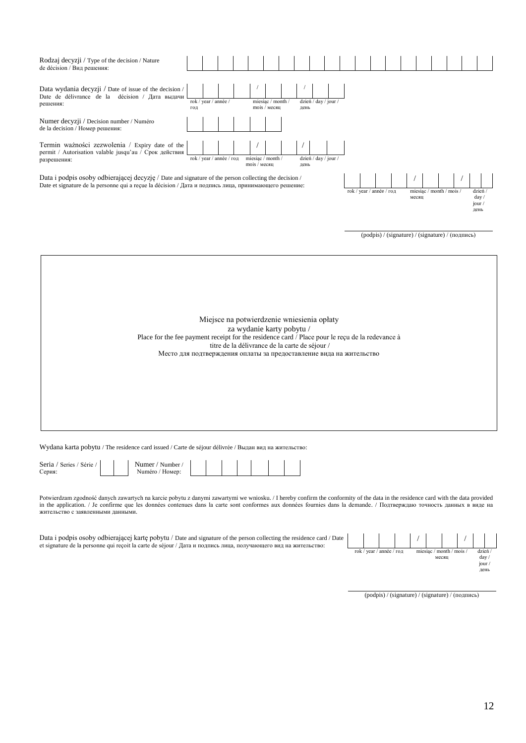Rodzaj decyzji / Type of the decision / Nature de décision / Вид решения:

Data wydania decyzji / Date of issue of the decision / Date de délivrance de la décision / Дата выдачи решения:

rok / year / année / год — miesiąc / month / mois / месяц — dzień / day / jour / день

Numer decyzji / Decision number / Numéro de la decision / Номер решения:

Termin ważności zezwolenia / Expiry date of the permit / Autorisation valable jusqu'au / Срок действия разрешения:

rok / year / année / год — miesiąc / month / mois / месяц — dzień / day / jour / день

Data i podpis osoby odbierającej decyzję / Date and signature of the person collecting the decision / Date et signature de la personne qui a reçue la décision / Дата и подпись лица, принимающего решение:

rok / year / année / год — miesiąc / month / mois / месяц — dzień / day / jour / день

(podpis) / (signature) / (signature) / (подпись)

Miejsce na potwierdzenie wniesienia opłaty za wydanie karty pobytu /
Place for the fee payment receipt for the residence card / Place pour le reçu de la redevance à titre de la délivrance de la carte de séjour /
Место для подтверждения оплаты за предоставление вида на жительство

Wydana karta pobytu / The residence card issued / Carte de séjour délivrée / Выдан вид на жительство:

Seria / Series / Série / Серия:

Numer / Number / Numéro / Номер:

Potwierdzam zgodność danych zawartych na karcie pobytu z danymi zawartymi we wniosku. / I hereby confirm the conformity of the data in the residence card with the data provided in the application. / Je confirme que les données contenues dans la carte sont conformes aux données fournies dans la demande. / Подтверждаю точность данных в виде на жительство с заявленными данными.

Data i podpis osoby odbierającej kartę pobytu / Date and signature of the person collecting the residence card / Date et signature de la personne qui reçoit la carte de séjour / Дата и подпись лица, получающего вид на жительство:

rok / year / année / год — miesiąc / month / mois / месяц — dzień / day / jour / день

(podpis) / (signature) / (signature) / (подпись)